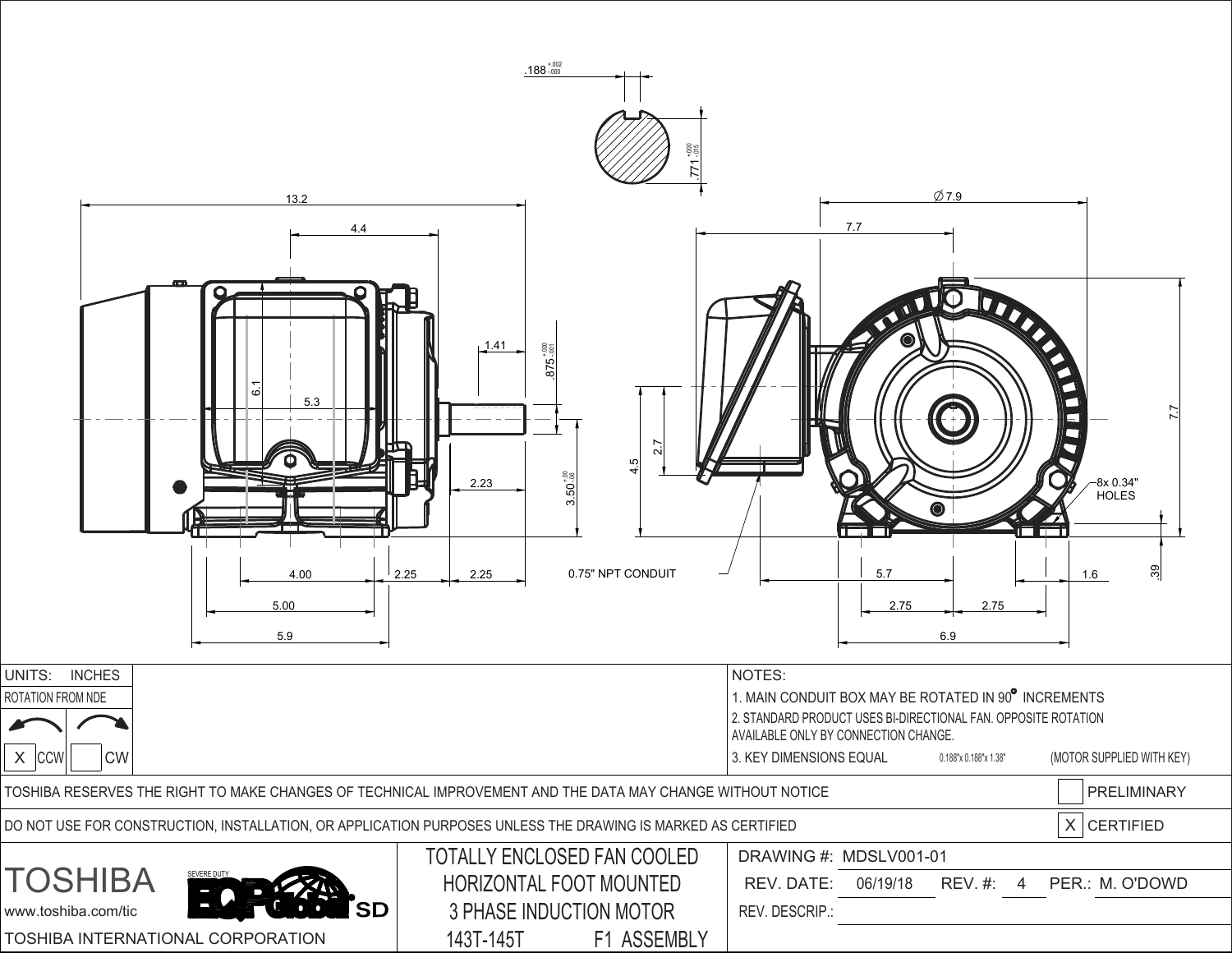.188 $^{+.002}_{-.000}$

.771 $^{+.000}_{-.015}$

13.2

4.4

1.41

.875 $^{+.000}_{-.001}$

6.1

5.3

2.23

3.50 $^{+.00}_{-.06}$

4.00 2.25 2.25

5.00

5.9

∅ 7.9

7.7

7.7

4.5

2.7

8x 0.34" HOLES

0.75" NPT CONDUIT

5.7 1.6 .39

2.75 2.75

6.9

| UNITS: INCHES | NOTES: |
|---|---|
| ROTATION FROM NDE | 1. MAIN CONDUIT BOX MAY BE ROTATED IN 90° INCREMENTS |
| | 2. STANDARD PRODUCT USES BI-DIRECTIONAL FAN. OPPOSITE ROTATION AVAILABLE ONLY BY CONNECTION CHANGE. |
| [X] CCW [ ] CW | 3. KEY DIMENSIONS EQUAL 0.188"x 0.188"x 1.38" (MOTOR SUPPLIED WITH KEY) |

TOSHIBA RESERVES THE RIGHT TO MAKE CHANGES OF TECHNICAL IMPROVEMENT AND THE DATA MAY CHANGE WITHOUT NOTICE [ ] PRELIMINARY

DO NOT USE FOR CONSTRUCTION, INSTALLATION, OR APPLICATION PURPOSES UNLESS THE DRAWING IS MARKED AS CERTIFIED [X] CERTIFIED

| TOSHIBA SEVERE DUTY EQPGlobal SD www.toshiba.com/tic TOSHIBA INTERNATIONAL CORPORATION | TOTALLY ENCLOSED FAN COOLED HORIZONTAL FOOT MOUNTED 3 PHASE INDUCTION MOTOR 143T-145T F1 ASSEMBLY | DRAWING #: MDSLV001-01 REV. DATE: 06/19/18 REV. #: 4 PER.: M. O'DOWD REV. DESCRIP.: |
|---|---|---|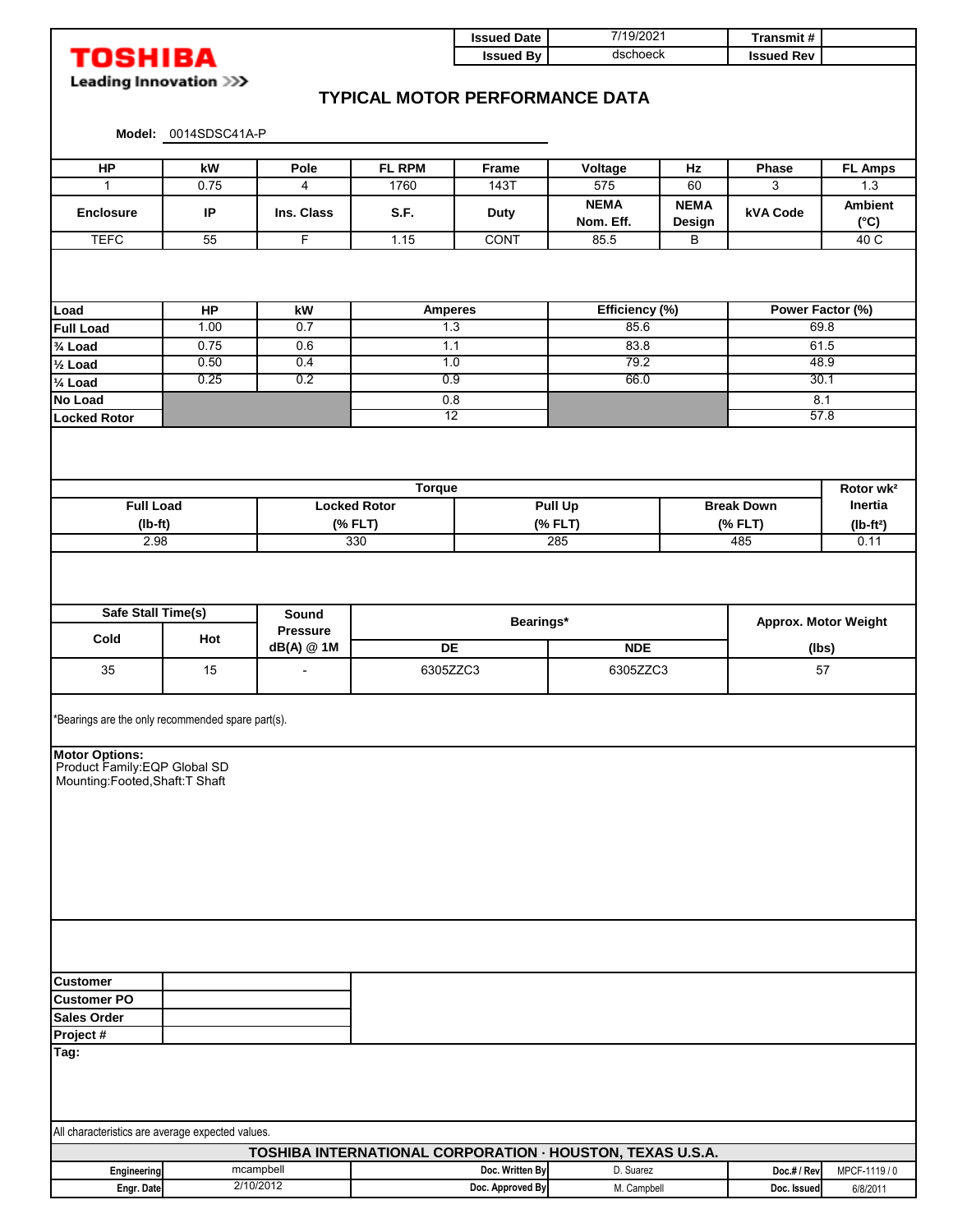TOSHIBA
Leading Innovation >>>

| Issued Date | 7/19/2021 | Transmit # | |
|---|---|---|---|
| Issued By | dschoeck | Issued Rev | |

# TYPICAL MOTOR PERFORMANCE DATA

**Model:** 0014SDSC41A-P

| HP | kW | Pole | FL RPM | Frame | Voltage | Hz | Phase | FL Amps |
|---|---|---|---|---|---|---|---|---|
| 1 | 0.75 | 4 | 1760 | 143T | 575 | 60 | 3 | 1.3 |
| **Enclosure** | **IP** | **Ins. Class** | **S.F.** | **Duty** | **NEMA Nom. Eff.** | **NEMA Design** | **kVA Code** | **Ambient (°C)** |
| TEFC | 55 | F | 1.15 | CONT | 85.5 | B | | 40 C |

| Load | HP | kW | Amperes | Efficiency (%) | Power Factor (%) |
|---|---|---|---|---|---|
| **Full Load** | 1.00 | 0.7 | 1.3 | 85.6 | 69.8 |
| **¾ Load** | 0.75 | 0.6 | 1.1 | 83.8 | 61.5 |
| **½ Load** | 0.50 | 0.4 | 1.0 | 79.2 | 48.9 |
| **¼ Load** | 0.25 | 0.2 | 0.9 | 66.0 | 30.1 |
| **No Load** | | | 0.8 | | 8.1 |
| **Locked Rotor** | | | 12 | | 57.8 |

| Torque | | | | Rotor wk² |
|---|---|---|---|---|
| Full Load (lb-ft) | Locked Rotor (% FLT) | Pull Up (% FLT) | Break Down (% FLT) | Inertia (lb-ft²) |
| 2.98 | 330 | 285 | 485 | 0.11 |

| Safe Stall Time(s) | | Sound Pressure dB(A) @ 1M | Bearings* | | Approx. Motor Weight |
|---|---|---|---|---|---|
| Cold | Hot | | DE | NDE | (lbs) |
| 35 | 15 | - | 6305ZZC3 | 6305ZZC3 | 57 |

*Bearings are the only recommended spare part(s).

**Motor Options:**
Product Family:EQP Global SD
Mounting:Footed,Shaft:T Shaft

| | |
|---|---|
| **Customer** | |
| **Customer PO** | |
| **Sales Order** | |
| **Project #** | |

**Tag:**

All characteristics are average expected values.

**TOSHIBA INTERNATIONAL CORPORATION · HOUSTON, TEXAS U.S.A.**

| Engineering | mcampbell | Doc. Written By | D. Suarez | Doc.# / Rev | MPCF-1119 / 0 |
|---|---|---|---|---|---|
| Engr. Date | 2/10/2012 | Doc. Approved By | M. Campbell | Doc. Issued | 6/8/2011 |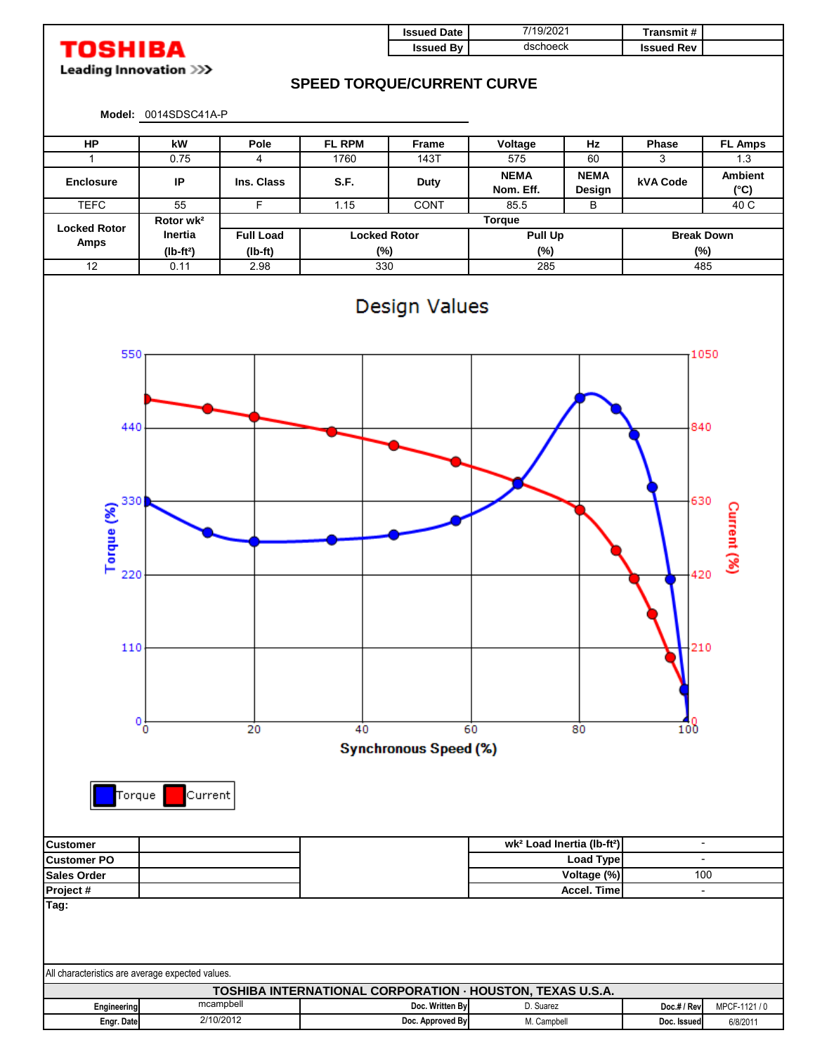**TOSHIBA**
Leading Innovation >>>

| Issued Date | 7/19/2021 | Transmit # | |
|---|---|---|---|
| Issued By | dschoeck | Issued Rev | |

# SPEED TORQUE/CURRENT CURVE

**Model:** 0014SDSC41A-P

| HP | kW | Pole | FL RPM | Frame | Voltage | Hz | Phase | FL Amps |
|---|---|---|---|---|---|---|---|---|
| 1 | 0.75 | 4 | 1760 | 143T | 575 | 60 | 3 | 1.3 |
| **Enclosure** | **IP** | **Ins. Class** | **S.F.** | **Duty** | **NEMA Nom. Eff.** | **NEMA Design** | **kVA Code** | **Ambient (°C)** |
| TEFC | 55 | F | 1.15 | CONT | 85.5 | B | | 40 C |

| Locked Rotor Amps | Rotor wk² Inertia (lb-ft²) | Torque | | | |
|---|---|---|---|---|---|
| | | Full Load (lb-ft) | Locked Rotor (%) | Pull Up (%) | Break Down (%) |
| 12 | 0.11 | 2.98 | 330 | 285 | 485 |

## Design Values

Torque (%) / Current (%) vs. Synchronous Speed (%)

Legend: Torque, Current

| Customer | | wk² Load Inertia (lb-ft²) | - |
|---|---|---|---|
| Customer PO | | Load Type | - |
| Sales Order | | Voltage (%) | 100 |
| Project # | | Accel. Time | - |

**Tag:**

All characteristics are average expected values.

**TOSHIBA INTERNATIONAL CORPORATION · HOUSTON, TEXAS U.S.A.**

| Engineering | mcampbell | Doc. Written By | D. Suarez | Doc.# / Rev | MPCF-1121 / 0 |
|---|---|---|---|---|---|
| Engr. Date | 2/10/2012 | Doc. Approved By | M. Campbell | Doc. Issued | 6/8/2011 |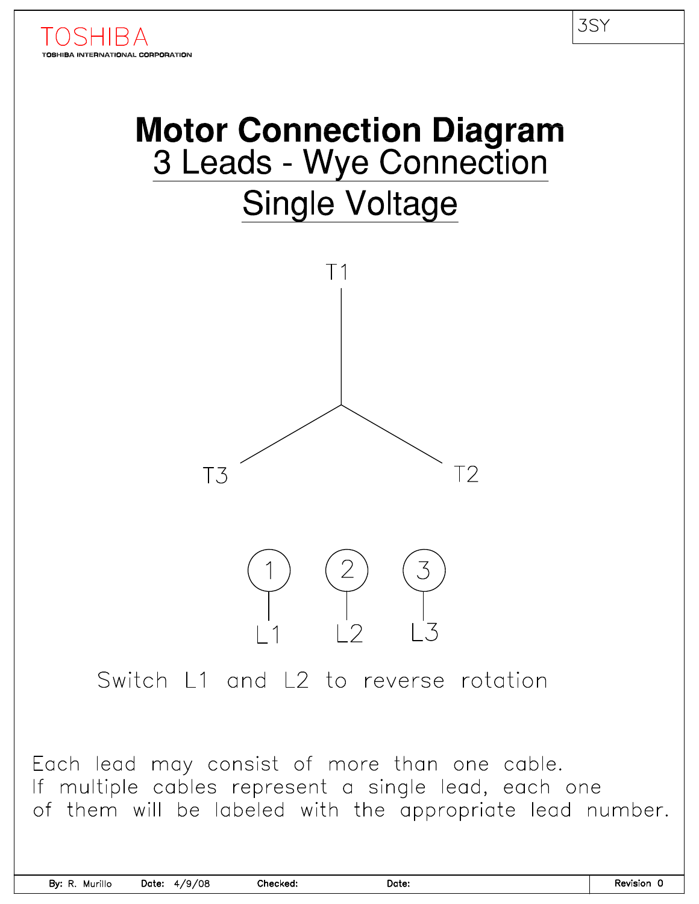TOSHIBA
TOSHIBA INTERNATIONAL CORPORATION

3SY

# Motor Connection Diagram

## 3 Leads - Wye Connection

## Single Voltage

T1

T3

T2

1 2 3

L1 L2 L3

Switch L1 and L2 to reverse rotation

Each lead may consist of more than one cable.
If multiple cables represent a single lead, each one of them will be labeled with the appropriate lead number.

| | | | | |
|---|---|---|---|---|
| By: R. Murillo | Date: 4/9/08 | Checked: | Date: | Revision 0 |